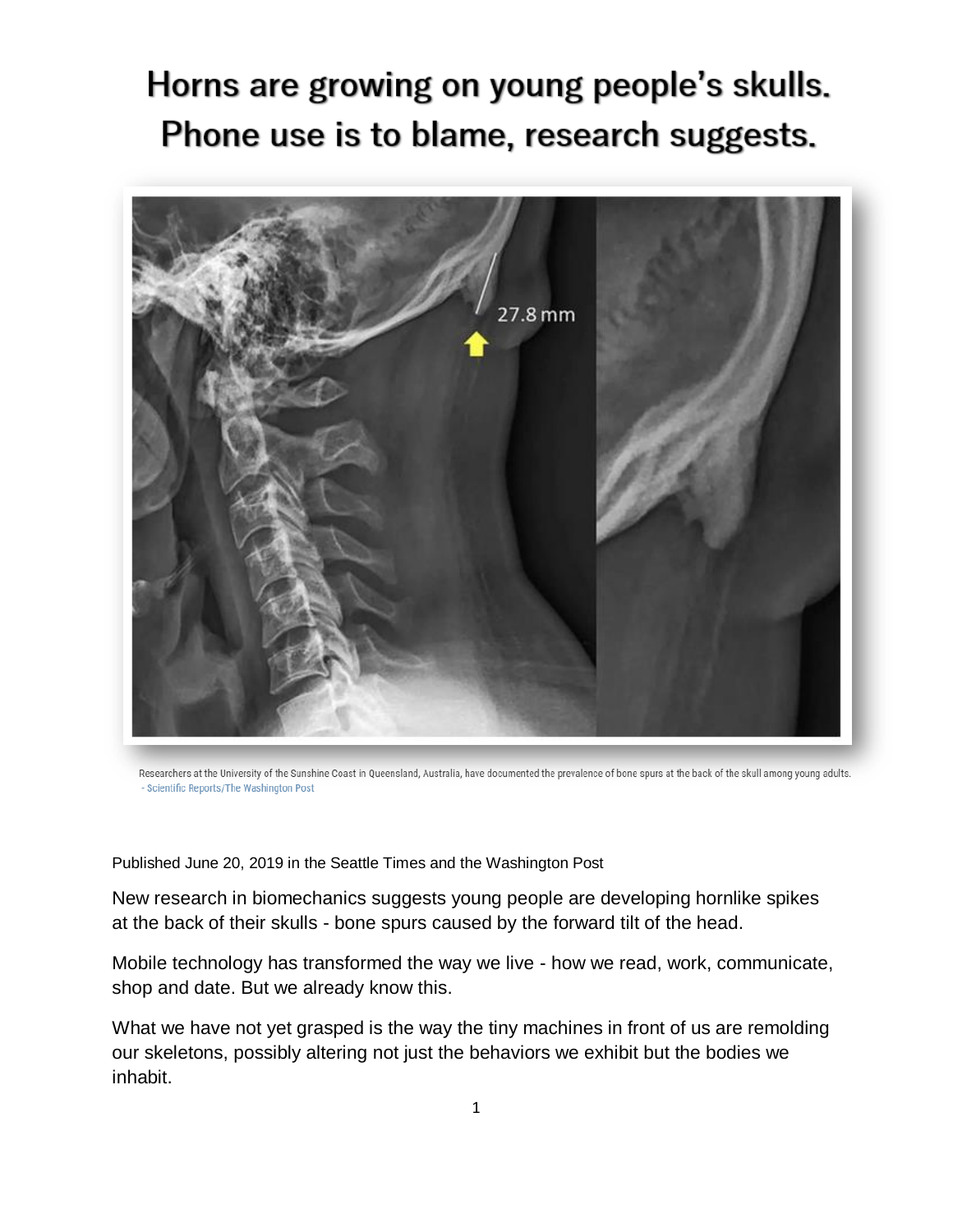# Horns are growing on young people's skulls. Phone use is to blame, research suggests.

Researchers at the University of the Sunshine Coast in Queensland, Australia, have documented the prevalence of bone spurs at the back of the skull among young adults.
- Scientific Reports/The Washington Post

Published June 20, 2019 in the Seattle Times and the Washington Post

New research in biomechanics suggests young people are developing hornlike spikes at the back of their skulls - bone spurs caused by the forward tilt of the head.

Mobile technology has transformed the way we live - how we read, work, communicate, shop and date. But we already know this.

What we have not yet grasped is the way the tiny machines in front of us are remolding our skeletons, possibly altering not just the behaviors we exhibit but the bodies we inhabit.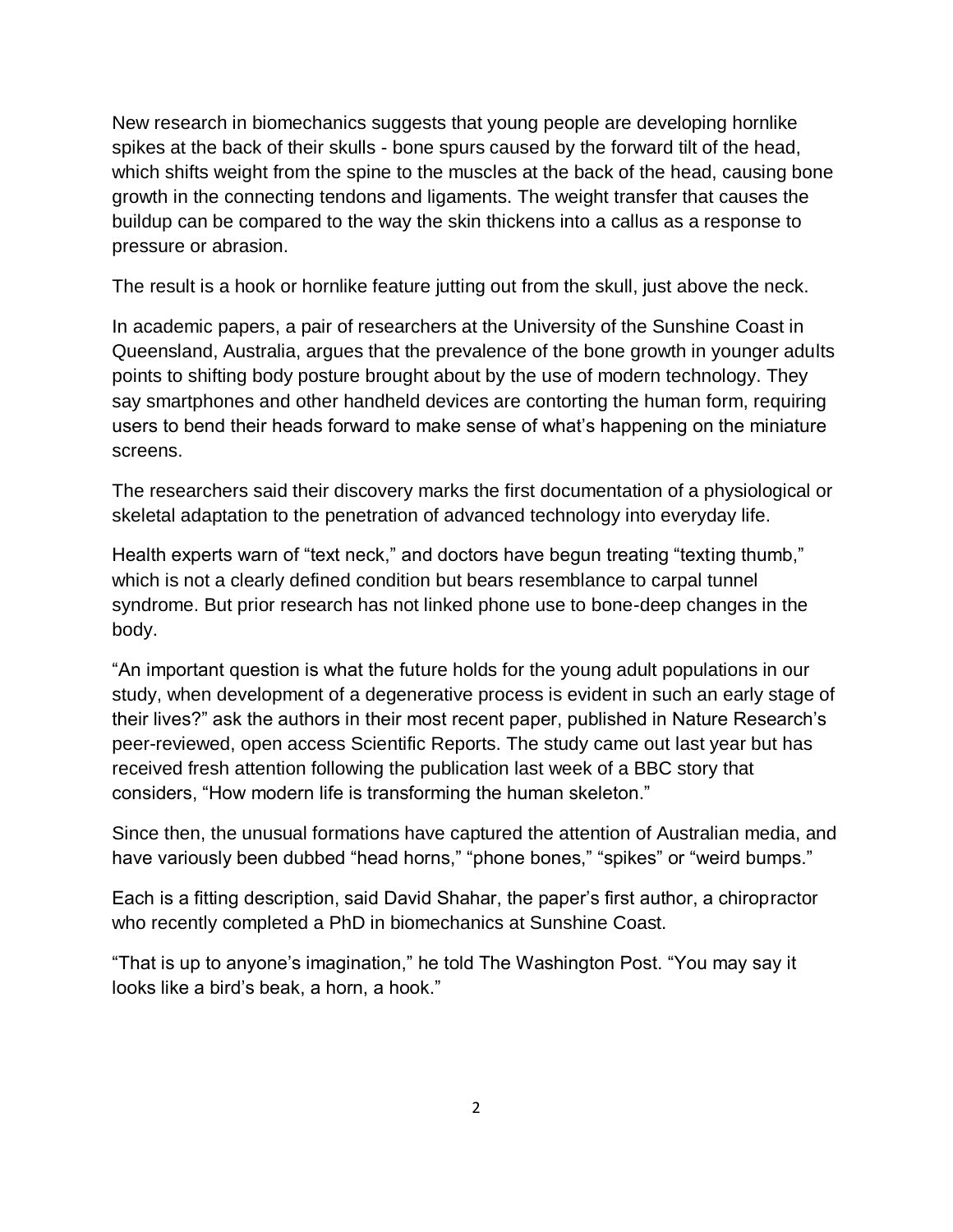New research in biomechanics suggests that young people are developing hornlike spikes at the back of their skulls - bone spurs caused by the forward tilt of the head, which shifts weight from the spine to the muscles at the back of the head, causing bone growth in the connecting tendons and ligaments. The weight transfer that causes the buildup can be compared to the way the skin thickens into a callus as a response to pressure or abrasion.

The result is a hook or hornlike feature jutting out from the skull, just above the neck.

In academic papers, a pair of researchers at the University of the Sunshine Coast in Queensland, Australia, argues that the prevalence of the bone growth in younger adults points to shifting body posture brought about by the use of modern technology. They say smartphones and other handheld devices are contorting the human form, requiring users to bend their heads forward to make sense of what's happening on the miniature screens.

The researchers said their discovery marks the first documentation of a physiological or skeletal adaptation to the penetration of advanced technology into everyday life.

Health experts warn of "text neck," and doctors have begun treating "texting thumb," which is not a clearly defined condition but bears resemblance to carpal tunnel syndrome. But prior research has not linked phone use to bone-deep changes in the body.

"An important question is what the future holds for the young adult populations in our study, when development of a degenerative process is evident in such an early stage of their lives?" ask the authors in their most recent paper, published in Nature Research's peer-reviewed, open access Scientific Reports. The study came out last year but has received fresh attention following the publication last week of a BBC story that considers, "How modern life is transforming the human skeleton."

Since then, the unusual formations have captured the attention of Australian media, and have variously been dubbed "head horns," "phone bones," "spikes" or "weird bumps."

Each is a fitting description, said David Shahar, the paper's first author, a chiropractor who recently completed a PhD in biomechanics at Sunshine Coast.

"That is up to anyone's imagination," he told The Washington Post. "You may say it looks like a bird's beak, a horn, a hook."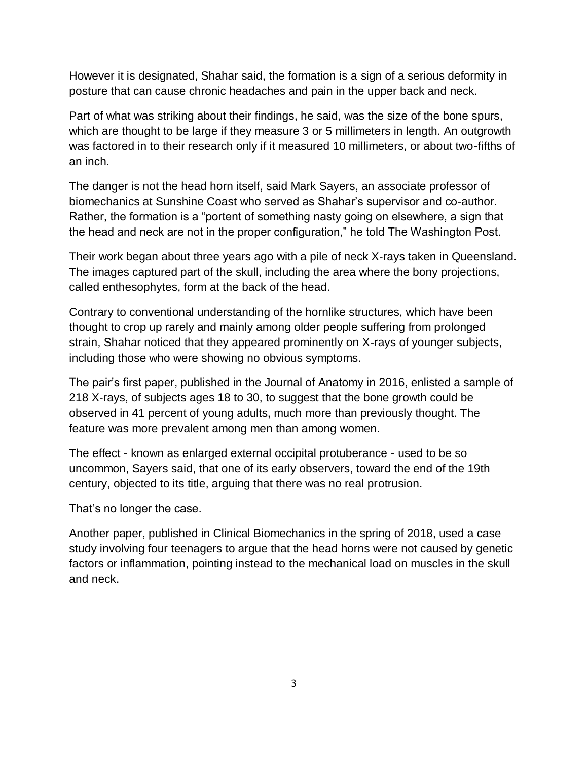However it is designated, Shahar said, the formation is a sign of a serious deformity in posture that can cause chronic headaches and pain in the upper back and neck.

Part of what was striking about their findings, he said, was the size of the bone spurs, which are thought to be large if they measure 3 or 5 millimeters in length. An outgrowth was factored in to their research only if it measured 10 millimeters, or about two-fifths of an inch.

The danger is not the head horn itself, said Mark Sayers, an associate professor of biomechanics at Sunshine Coast who served as Shahar's supervisor and co-author. Rather, the formation is a "portent of something nasty going on elsewhere, a sign that the head and neck are not in the proper configuration," he told The Washington Post.

Their work began about three years ago with a pile of neck X-rays taken in Queensland. The images captured part of the skull, including the area where the bony projections, called enthesophytes, form at the back of the head.

Contrary to conventional understanding of the hornlike structures, which have been thought to crop up rarely and mainly among older people suffering from prolonged strain, Shahar noticed that they appeared prominently on X-rays of younger subjects, including those who were showing no obvious symptoms.

The pair's first paper, published in the Journal of Anatomy in 2016, enlisted a sample of 218 X-rays, of subjects ages 18 to 30, to suggest that the bone growth could be observed in 41 percent of young adults, much more than previously thought. The feature was more prevalent among men than among women.

The effect - known as enlarged external occipital protuberance - used to be so uncommon, Sayers said, that one of its early observers, toward the end of the 19th century, objected to its title, arguing that there was no real protrusion.

That's no longer the case.

Another paper, published in Clinical Biomechanics in the spring of 2018, used a case study involving four teenagers to argue that the head horns were not caused by genetic factors or inflammation, pointing instead to the mechanical load on muscles in the skull and neck.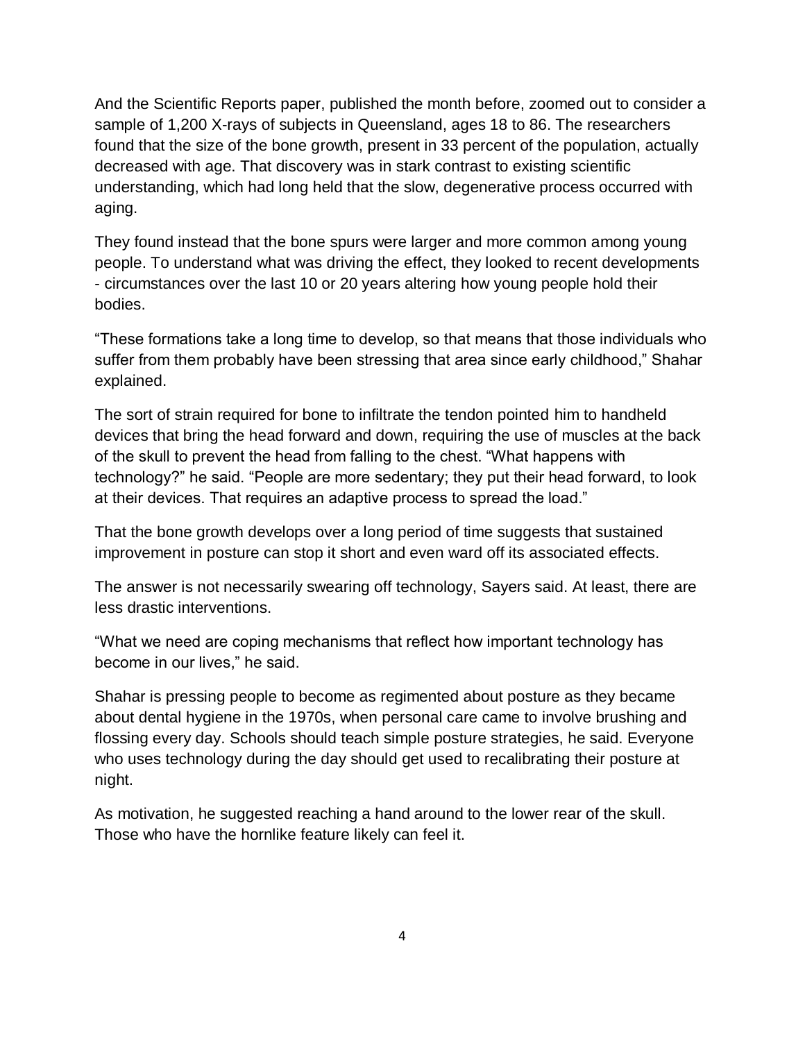And the Scientific Reports paper, published the month before, zoomed out to consider a sample of 1,200 X-rays of subjects in Queensland, ages 18 to 86. The researchers found that the size of the bone growth, present in 33 percent of the population, actually decreased with age. That discovery was in stark contrast to existing scientific understanding, which had long held that the slow, degenerative process occurred with aging.

They found instead that the bone spurs were larger and more common among young people. To understand what was driving the effect, they looked to recent developments - circumstances over the last 10 or 20 years altering how young people hold their bodies.

“These formations take a long time to develop, so that means that those individuals who suffer from them probably have been stressing that area since early childhood,” Shahar explained.

The sort of strain required for bone to infiltrate the tendon pointed him to handheld devices that bring the head forward and down, requiring the use of muscles at the back of the skull to prevent the head from falling to the chest. “What happens with technology?” he said. “People are more sedentary; they put their head forward, to look at their devices. That requires an adaptive process to spread the load.”

That the bone growth develops over a long period of time suggests that sustained improvement in posture can stop it short and even ward off its associated effects.

The answer is not necessarily swearing off technology, Sayers said. At least, there are less drastic interventions.

“What we need are coping mechanisms that reflect how important technology has become in our lives,” he said.

Shahar is pressing people to become as regimented about posture as they became about dental hygiene in the 1970s, when personal care came to involve brushing and flossing every day. Schools should teach simple posture strategies, he said. Everyone who uses technology during the day should get used to recalibrating their posture at night.

As motivation, he suggested reaching a hand around to the lower rear of the skull. Those who have the hornlike feature likely can feel it.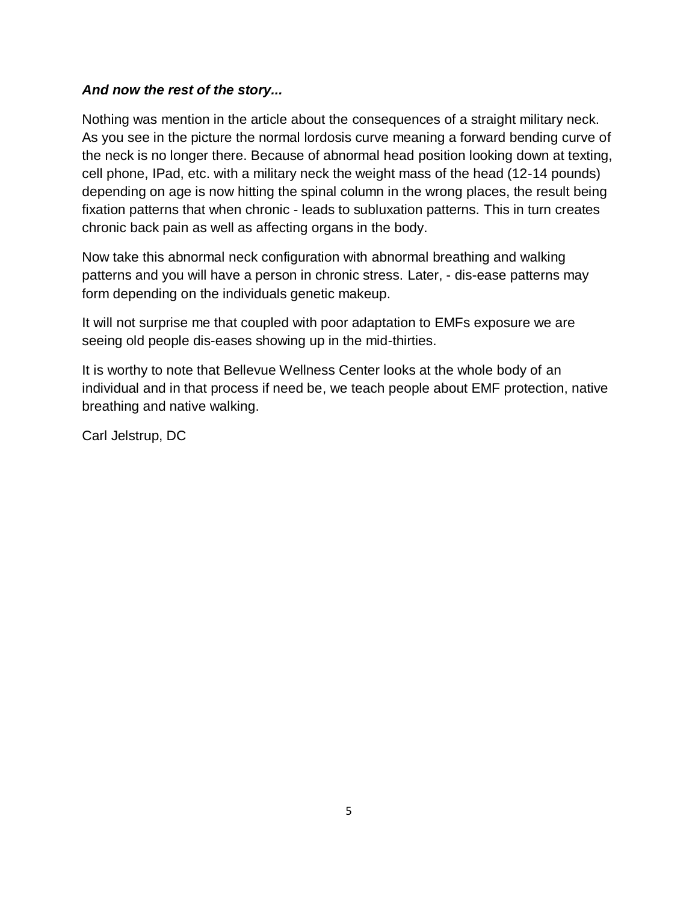***And now the rest of the story...***

Nothing was mention in the article about the consequences of a straight military neck. As you see in the picture the normal lordosis curve meaning a forward bending curve of the neck is no longer there. Because of abnormal head position looking down at texting, cell phone, IPad, etc. with a military neck the weight mass of the head (12-14 pounds) depending on age is now hitting the spinal column in the wrong places, the result being fixation patterns that when chronic - leads to subluxation patterns. This in turn creates chronic back pain as well as affecting organs in the body.

Now take this abnormal neck configuration with abnormal breathing and walking patterns and you will have a person in chronic stress. Later, - dis-ease patterns may form depending on the individuals genetic makeup.

It will not surprise me that coupled with poor adaptation to EMFs exposure we are seeing old people dis-eases showing up in the mid-thirties.

It is worthy to note that Bellevue Wellness Center looks at the whole body of an individual and in that process if need be, we teach people about EMF protection, native breathing and native walking.

Carl Jelstrup, DC